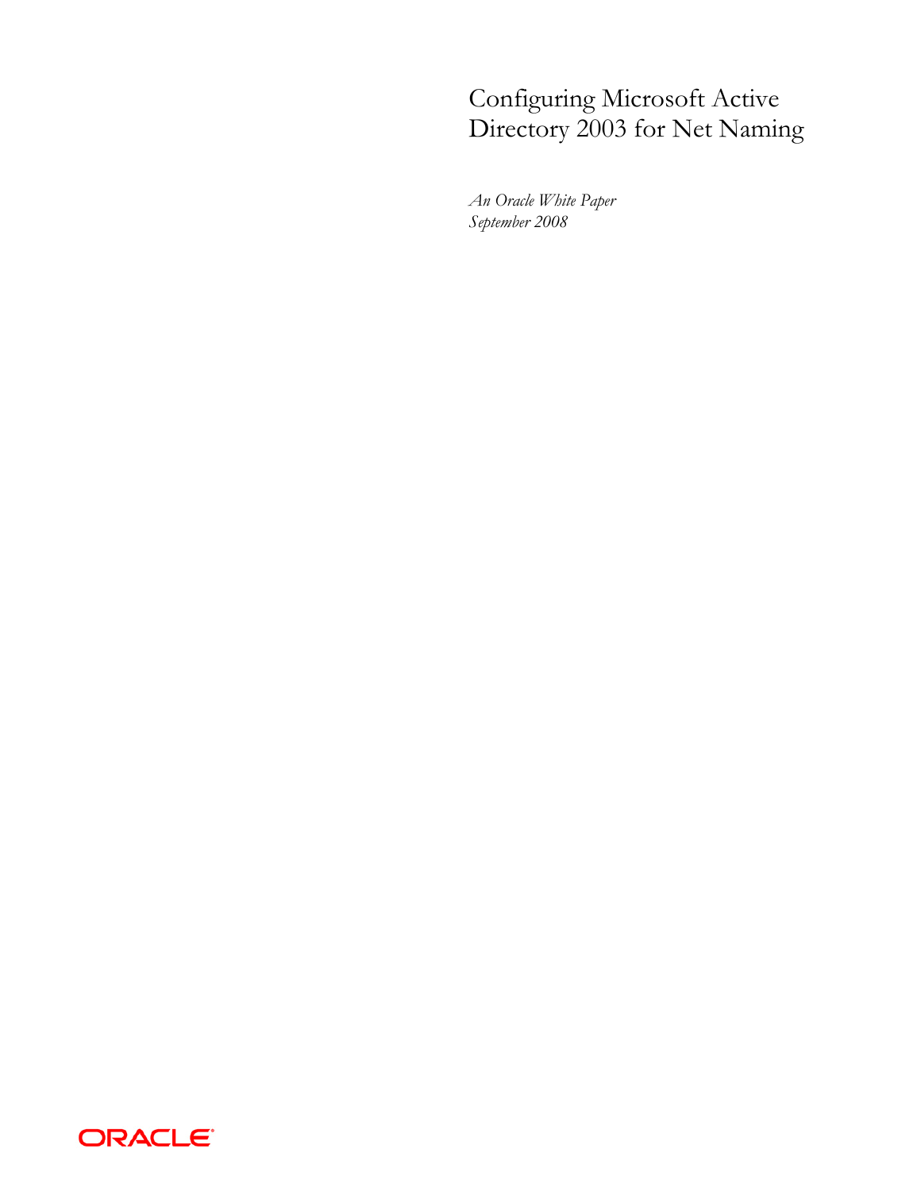# Configuring Microsoft Active Directory 2003 for Net Naming

*An Oracle White Paper*
*September 2008*

ORACLE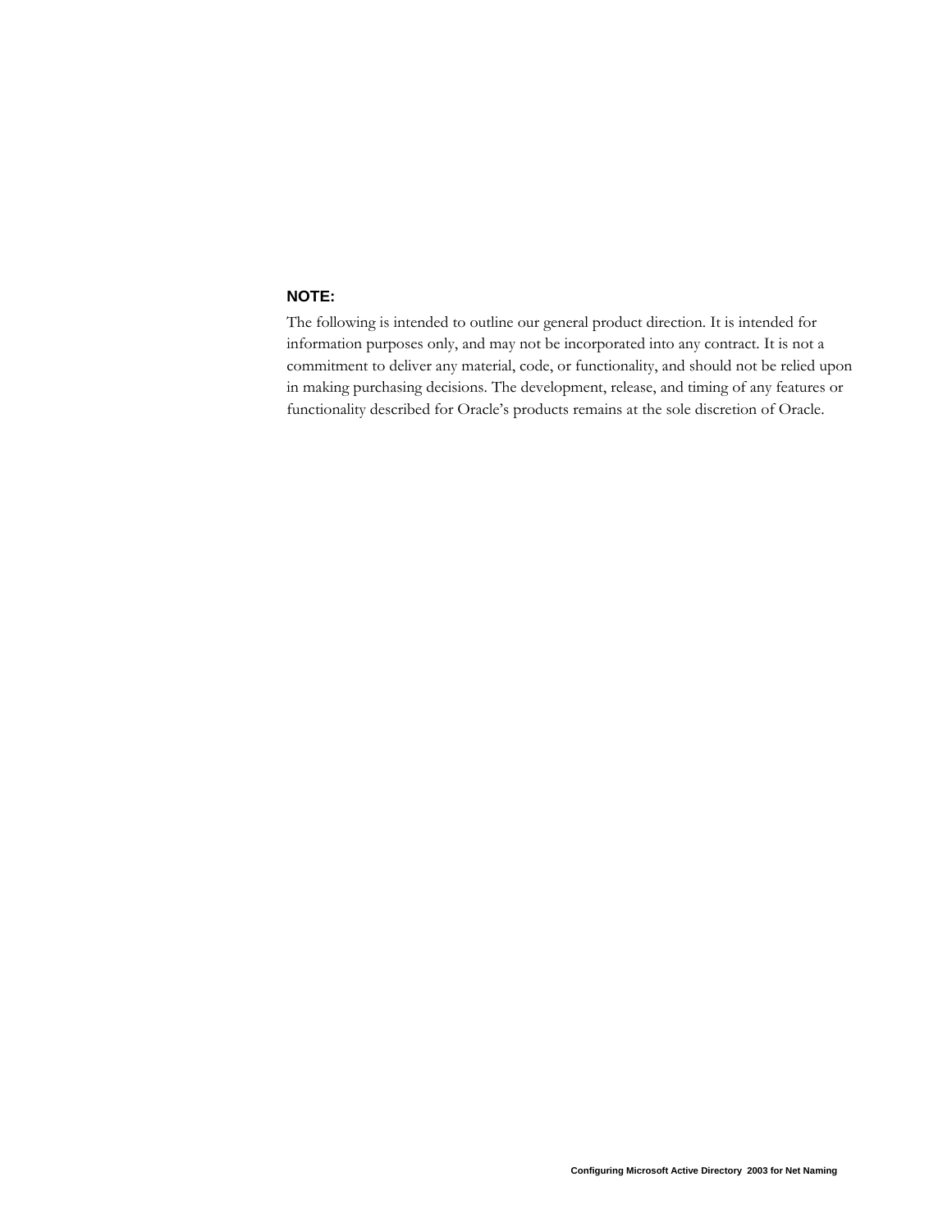**NOTE:**

The following is intended to outline our general product direction. It is intended for information purposes only, and may not be incorporated into any contract. It is not a commitment to deliver any material, code, or functionality, and should not be relied upon in making purchasing decisions. The development, release, and timing of any features or functionality described for Oracle's products remains at the sole discretion of Oracle.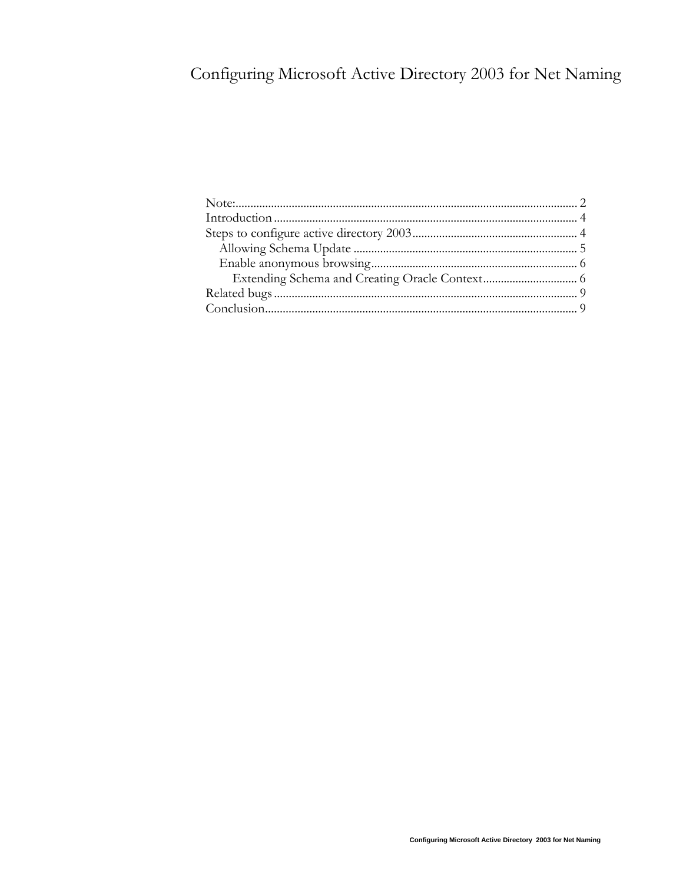# Configuring Microsoft Active Directory 2003 for Net Naming

Note: ................................................................ 2
Introduction ................................................................ 4
Steps to configure active directory 2003 ................................................................ 4
  Allowing Schema Update ................................................................ 5
  Enable anonymous browsing ................................................................ 6
    Extending Schema and Creating Oracle Context ................................................................ 6
Related bugs ................................................................ 9
Conclusion ................................................................ 9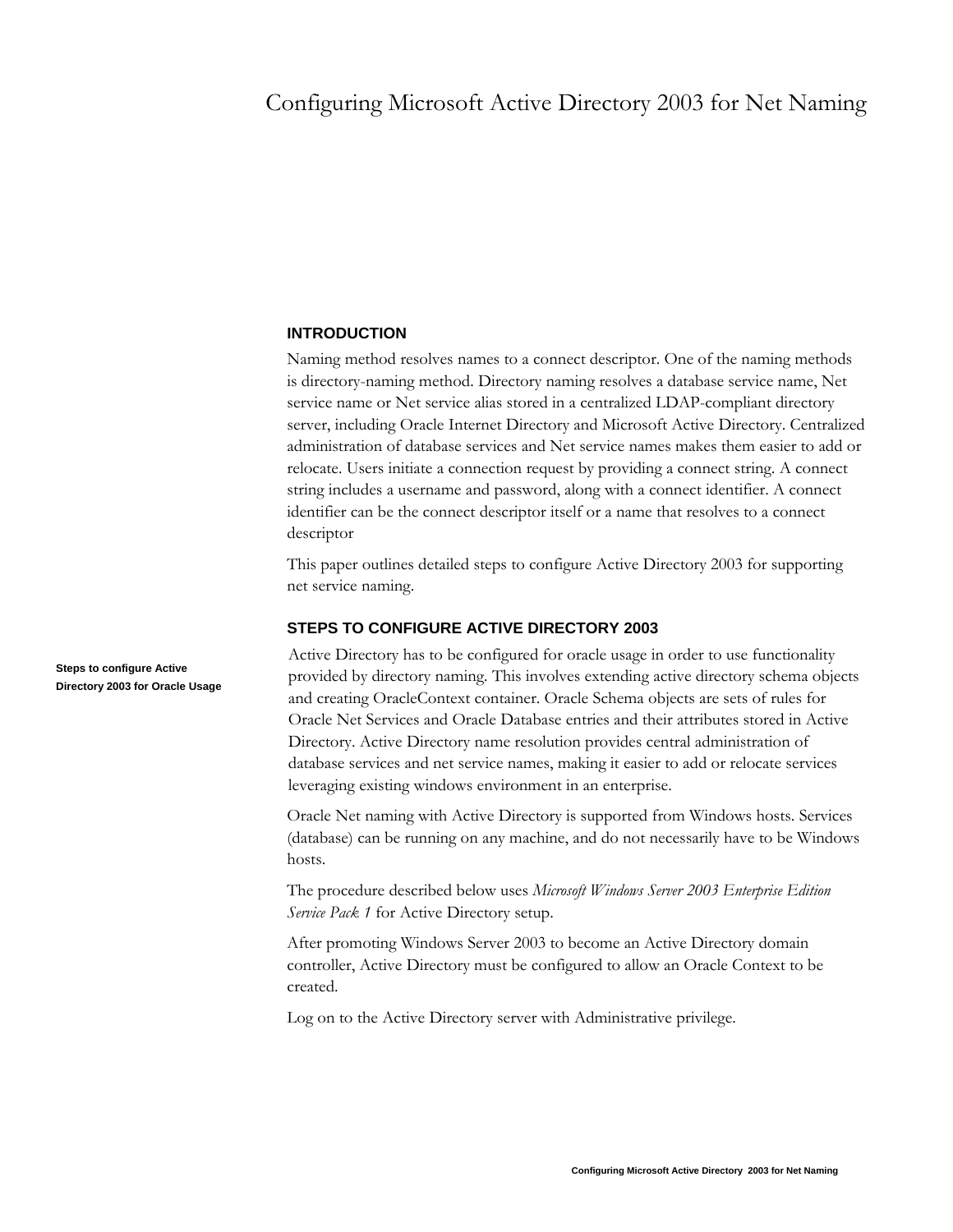# Configuring Microsoft Active Directory 2003 for Net Naming

## INTRODUCTION

Naming method resolves names to a connect descriptor. One of the naming methods is directory-naming method. Directory naming resolves a database service name, Net service name or Net service alias stored in a centralized LDAP-compliant directory server, including Oracle Internet Directory and Microsoft Active Directory. Centralized administration of database services and Net service names makes them easier to add or relocate. Users initiate a connection request by providing a connect string. A connect string includes a username and password, along with a connect identifier. A connect identifier can be the connect descriptor itself or a name that resolves to a connect descriptor

This paper outlines detailed steps to configure Active Directory 2003 for supporting net service naming.

## STEPS TO CONFIGURE ACTIVE DIRECTORY 2003

**Steps to configure Active Directory 2003 for Oracle Usage**

Active Directory has to be configured for oracle usage in order to use functionality provided by directory naming. This involves extending active directory schema objects and creating OracleContext container. Oracle Schema objects are sets of rules for Oracle Net Services and Oracle Database entries and their attributes stored in Active Directory. Active Directory name resolution provides central administration of database services and net service names, making it easier to add or relocate services leveraging existing windows environment in an enterprise.

Oracle Net naming with Active Directory is supported from Windows hosts. Services (database) can be running on any machine, and do not necessarily have to be Windows hosts.

The procedure described below uses *Microsoft Windows Server 2003 Enterprise Edition Service Pack 1* for Active Directory setup.

After promoting Windows Server 2003 to become an Active Directory domain controller, Active Directory must be configured to allow an Oracle Context to be created.

Log on to the Active Directory server with Administrative privilege.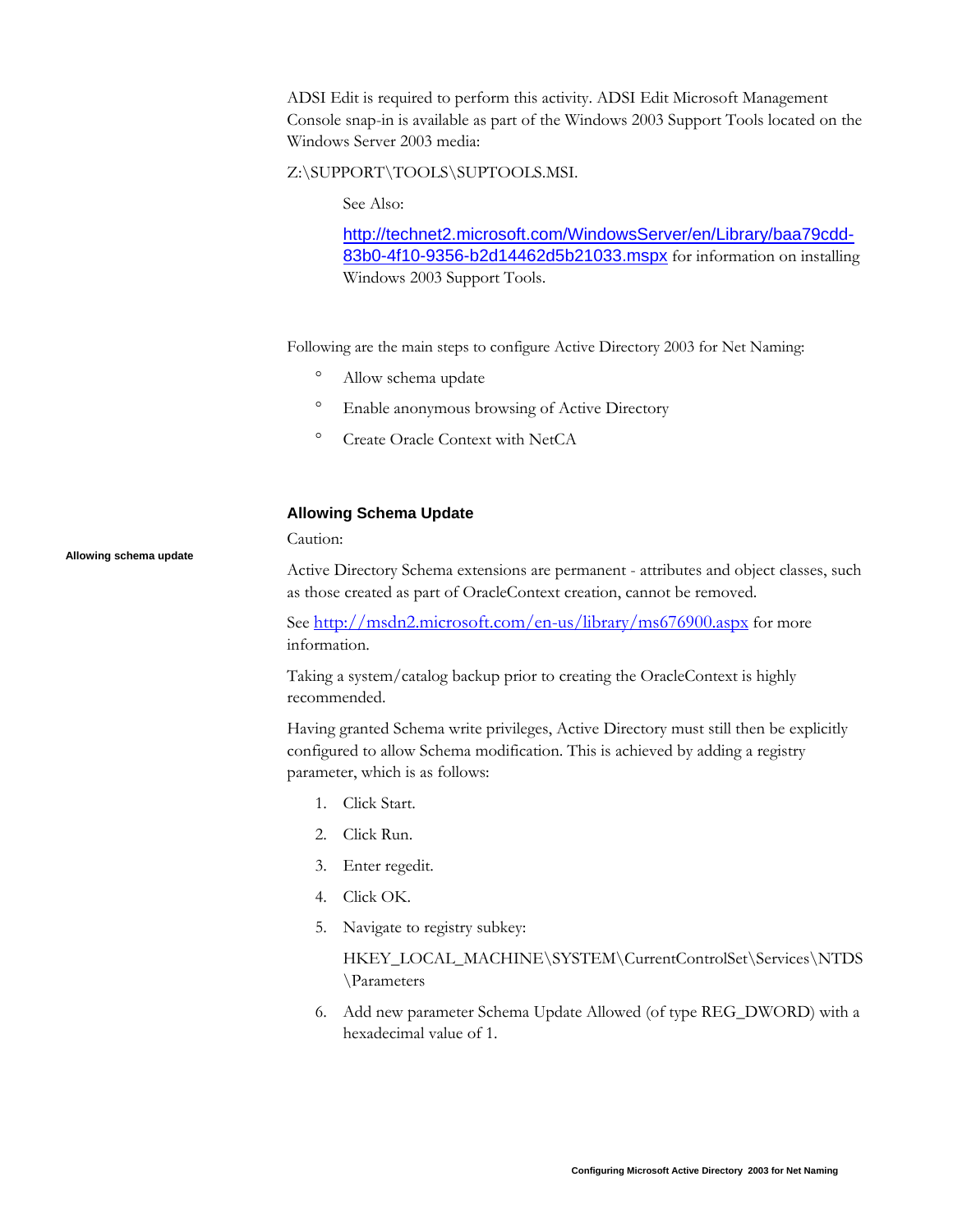ADSI Edit is required to perform this activity. ADSI Edit Microsoft Management Console snap-in is available as part of the Windows 2003 Support Tools located on the Windows Server 2003 media:

Z:\SUPPORT\TOOLS\SUPTOOLS.MSI.

> See Also:
>
> http://technet2.microsoft.com/WindowsServer/en/Library/baa79cdd-83b0-4f10-9356-b2d14462d5b21033.mspx for information on installing Windows 2003 Support Tools.

Following are the main steps to configure Active Directory 2003 for Net Naming:

- Allow schema update
- Enable anonymous browsing of Active Directory
- Create Oracle Context with NetCA

### Allowing Schema Update

**Allowing schema update**

Caution:

Active Directory Schema extensions are permanent - attributes and object classes, such as those created as part of OracleContext creation, cannot be removed.

See http://msdn2.microsoft.com/en-us/library/ms676900.aspx for more information.

Taking a system/catalog backup prior to creating the OracleContext is highly recommended.

Having granted Schema write privileges, Active Directory must still then be explicitly configured to allow Schema modification. This is achieved by adding a registry parameter, which is as follows:

1. Click Start.
2. Click Run.
3. Enter regedit.
4. Click OK.
5. Navigate to registry subkey:

   HKEY_LOCAL_MACHINE\SYSTEM\CurrentControlSet\Services\NTDS\Parameters

6. Add new parameter Schema Update Allowed (of type REG_DWORD) with a hexadecimal value of 1.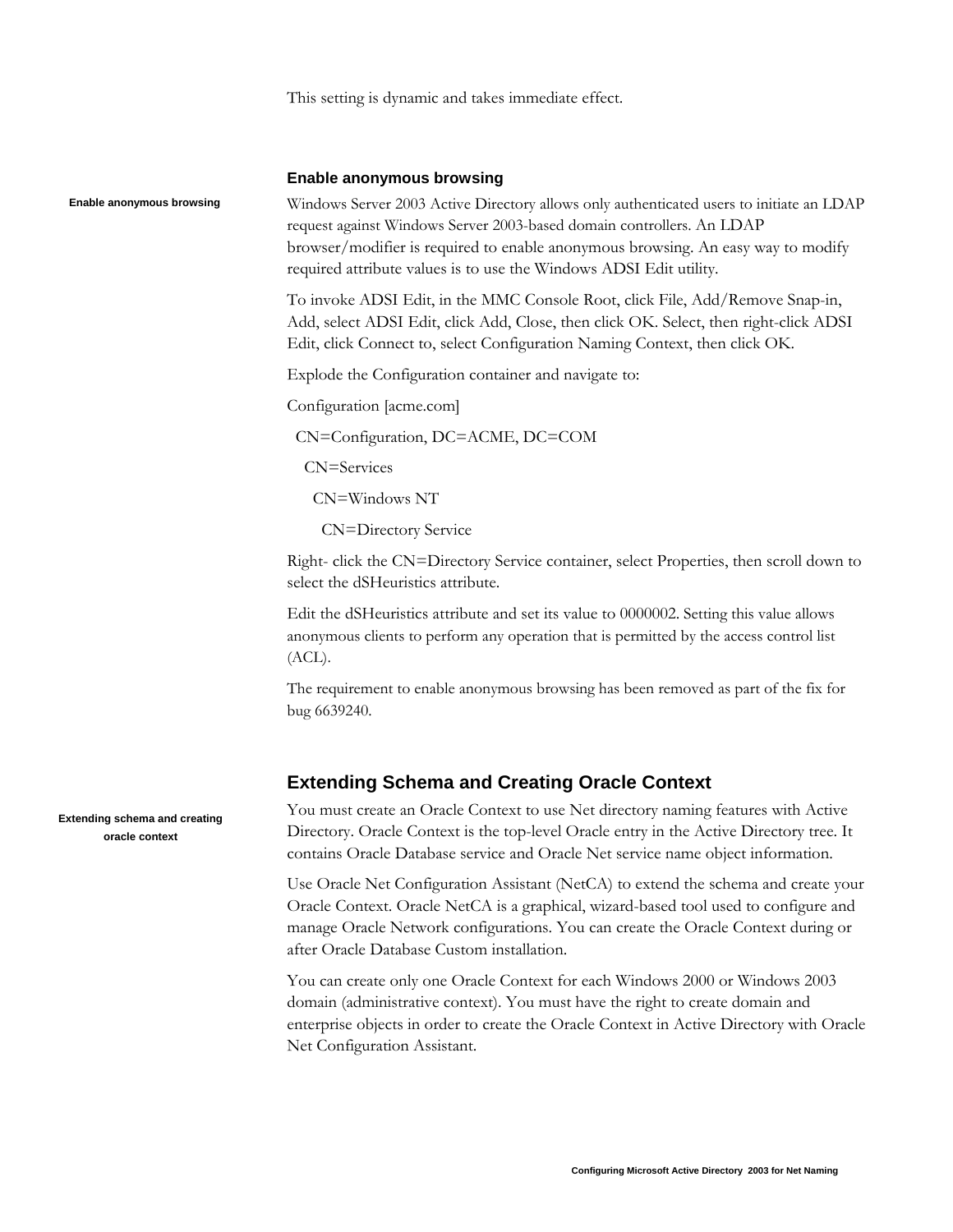This setting is dynamic and takes immediate effect.

### Enable anonymous browsing

Enable anonymous browsing

Windows Server 2003 Active Directory allows only authenticated users to initiate an LDAP request against Windows Server 2003-based domain controllers. An LDAP browser/modifier is required to enable anonymous browsing. An easy way to modify required attribute values is to use the Windows ADSI Edit utility.

To invoke ADSI Edit, in the MMC Console Root, click File, Add/Remove Snap-in, Add, select ADSI Edit, click Add, Close, then click OK. Select, then right-click ADSI Edit, click Connect to, select Configuration Naming Context, then click OK.

Explode the Configuration container and navigate to:

Configuration [acme.com]

  CN=Configuration, DC=ACME, DC=COM

    CN=Services

      CN=Windows NT

        CN=Directory Service

Right- click the CN=Directory Service container, select Properties, then scroll down to select the dSHeuristics attribute.

Edit the dSHeuristics attribute and set its value to 0000002. Setting this value allows anonymous clients to perform any operation that is permitted by the access control list (ACL).

The requirement to enable anonymous browsing has been removed as part of the fix for bug 6639240.

## Extending Schema and Creating Oracle Context

Extending schema and creating oracle context

You must create an Oracle Context to use Net directory naming features with Active Directory. Oracle Context is the top-level Oracle entry in the Active Directory tree. It contains Oracle Database service and Oracle Net service name object information.

Use Oracle Net Configuration Assistant (NetCA) to extend the schema and create your Oracle Context. Oracle NetCA is a graphical, wizard-based tool used to configure and manage Oracle Network configurations. You can create the Oracle Context during or after Oracle Database Custom installation.

You can create only one Oracle Context for each Windows 2000 or Windows 2003 domain (administrative context). You must have the right to create domain and enterprise objects in order to create the Oracle Context in Active Directory with Oracle Net Configuration Assistant.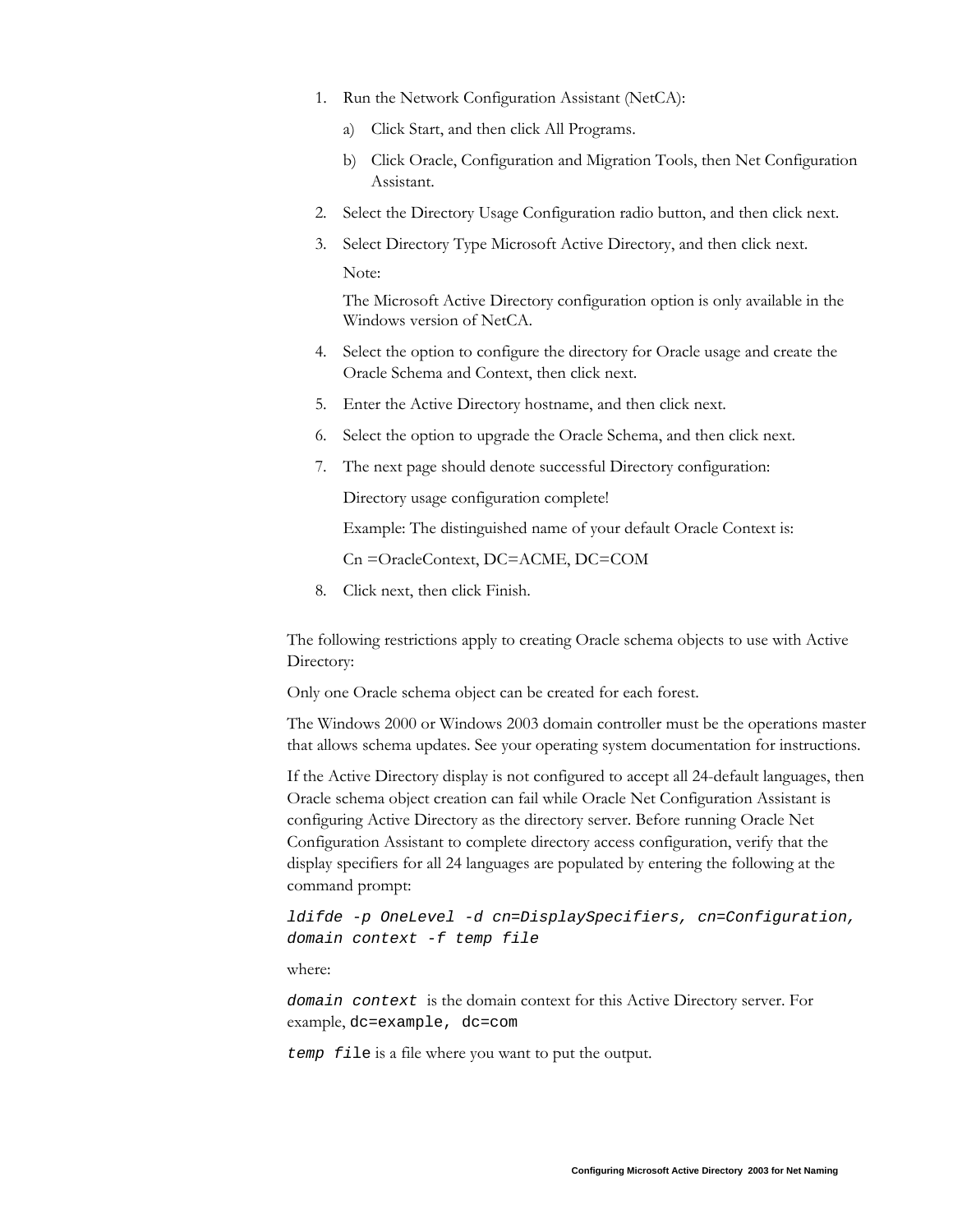1. Run the Network Configuration Assistant (NetCA):
   a) Click Start, and then click All Programs.
   b) Click Oracle, Configuration and Migration Tools, then Net Configuration Assistant.
2. Select the Directory Usage Configuration radio button, and then click next.
3. Select Directory Type Microsoft Active Directory, and then click next.

   Note:

   The Microsoft Active Directory configuration option is only available in the Windows version of NetCA.
4. Select the option to configure the directory for Oracle usage and create the Oracle Schema and Context, then click next.
5. Enter the Active Directory hostname, and then click next.
6. Select the option to upgrade the Oracle Schema, and then click next.
7. The next page should denote successful Directory configuration:

   Directory usage configuration complete!

   Example: The distinguished name of your default Oracle Context is:

   Cn =OracleContext, DC=ACME, DC=COM
8. Click next, then click Finish.

The following restrictions apply to creating Oracle schema objects to use with Active Directory:

Only one Oracle schema object can be created for each forest.

The Windows 2000 or Windows 2003 domain controller must be the operations master that allows schema updates. See your operating system documentation for instructions.

If the Active Directory display is not configured to accept all 24-default languages, then Oracle schema object creation can fail while Oracle Net Configuration Assistant is configuring Active Directory as the directory server. Before running Oracle Net Configuration Assistant to complete directory access configuration, verify that the display specifiers for all 24 languages are populated by entering the following at the command prompt:

```
ldifde -p OneLevel -d cn=DisplaySpecifiers, cn=Configuration, domain context -f temp file
```

where:

*domain context* is the domain context for this Active Directory server. For example, `dc=example, dc=com`

*temp file* is a file where you want to put the output.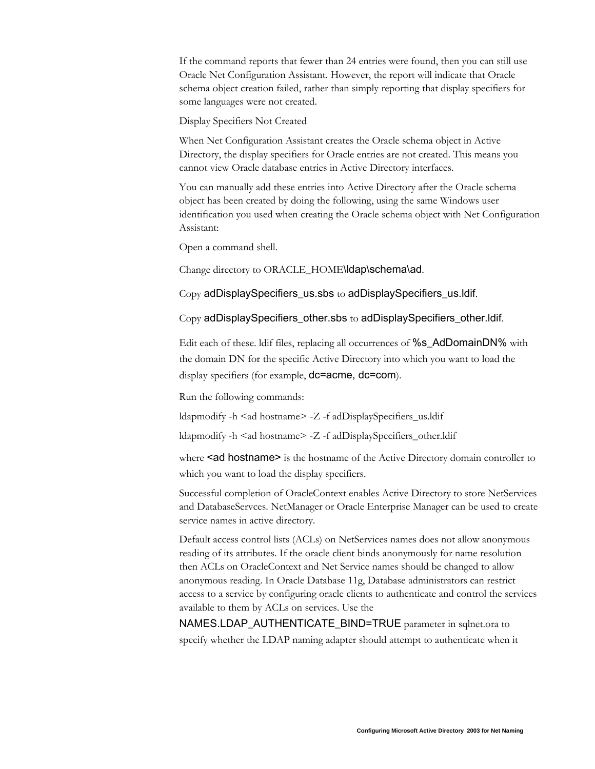If the command reports that fewer than 24 entries were found, then you can still use Oracle Net Configuration Assistant. However, the report will indicate that Oracle schema object creation failed, rather than simply reporting that display specifiers for some languages were not created.

Display Specifiers Not Created

When Net Configuration Assistant creates the Oracle schema object in Active Directory, the display specifiers for Oracle entries are not created. This means you cannot view Oracle database entries in Active Directory interfaces.

You can manually add these entries into Active Directory after the Oracle schema object has been created by doing the following, using the same Windows user identification you used when creating the Oracle schema object with Net Configuration Assistant:

Open a command shell.

Change directory to ORACLE_HOME\ldap\schema\ad.

Copy adDisplaySpecifiers_us.sbs to adDisplaySpecifiers_us.ldif.

Copy adDisplaySpecifiers_other.sbs to adDisplaySpecifiers_other.ldif.

Edit each of these. ldif files, replacing all occurrences of %s_AdDomainDN% with the domain DN for the specific Active Directory into which you want to load the display specifiers (for example, dc=acme, dc=com).

Run the following commands:

ldapmodify -h <ad hostname> -Z -f adDisplaySpecifiers_us.ldif

ldapmodify -h <ad hostname> -Z -f adDisplaySpecifiers_other.ldif

where <ad hostname> is the hostname of the Active Directory domain controller to which you want to load the display specifiers.

Successful completion of OracleContext enables Active Directory to store NetServices and DatabaseServces. NetManager or Oracle Enterprise Manager can be used to create service names in active directory.

Default access control lists (ACLs) on NetServices names does not allow anonymous reading of its attributes. If the oracle client binds anonymously for name resolution then ACLs on OracleContext and Net Service names should be changed to allow anonymous reading. In Oracle Database 11g, Database administrators can restrict access to a service by configuring oracle clients to authenticate and control the services available to them by ACLs on services. Use the NAMES.LDAP_AUTHENTICATE_BIND=TRUE parameter in sqlnet.ora to specify whether the LDAP naming adapter should attempt to authenticate when it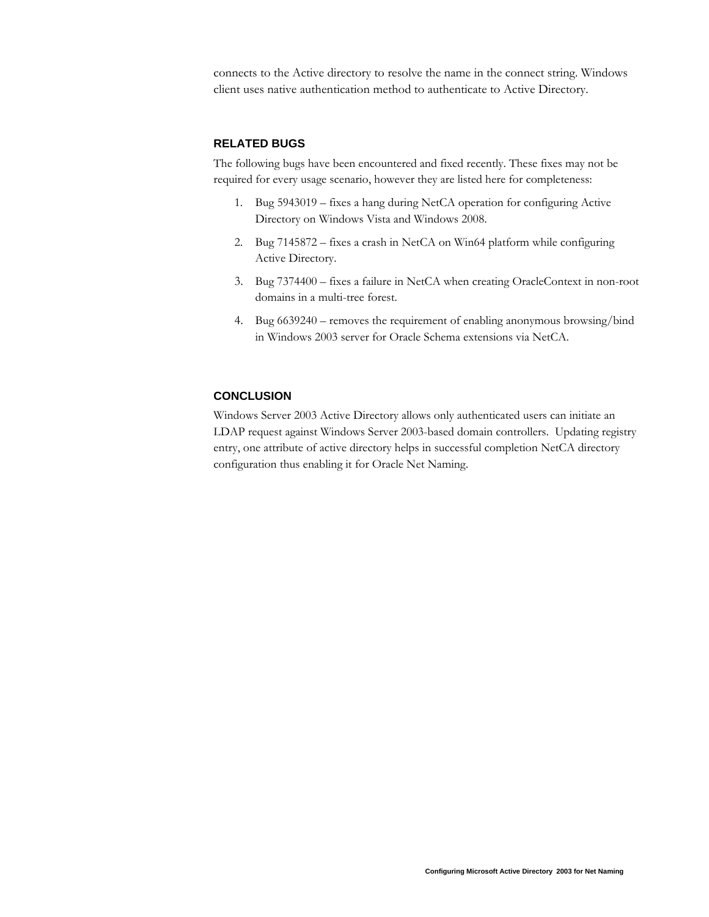connects to the Active directory to resolve the name in the connect string. Windows client uses native authentication method to authenticate to Active Directory.

### RELATED BUGS

The following bugs have been encountered and fixed recently. These fixes may not be required for every usage scenario, however they are listed here for completeness:

1. Bug 5943019 – fixes a hang during NetCA operation for configuring Active Directory on Windows Vista and Windows 2008.
2. Bug 7145872 – fixes a crash in NetCA on Win64 platform while configuring Active Directory.
3. Bug 7374400 – fixes a failure in NetCA when creating OracleContext in non-root domains in a multi-tree forest.
4. Bug 6639240 – removes the requirement of enabling anonymous browsing/bind in Windows 2003 server for Oracle Schema extensions via NetCA.

### CONCLUSION

Windows Server 2003 Active Directory allows only authenticated users can initiate an LDAP request against Windows Server 2003-based domain controllers. Updating registry entry, one attribute of active directory helps in successful completion NetCA directory configuration thus enabling it for Oracle Net Naming.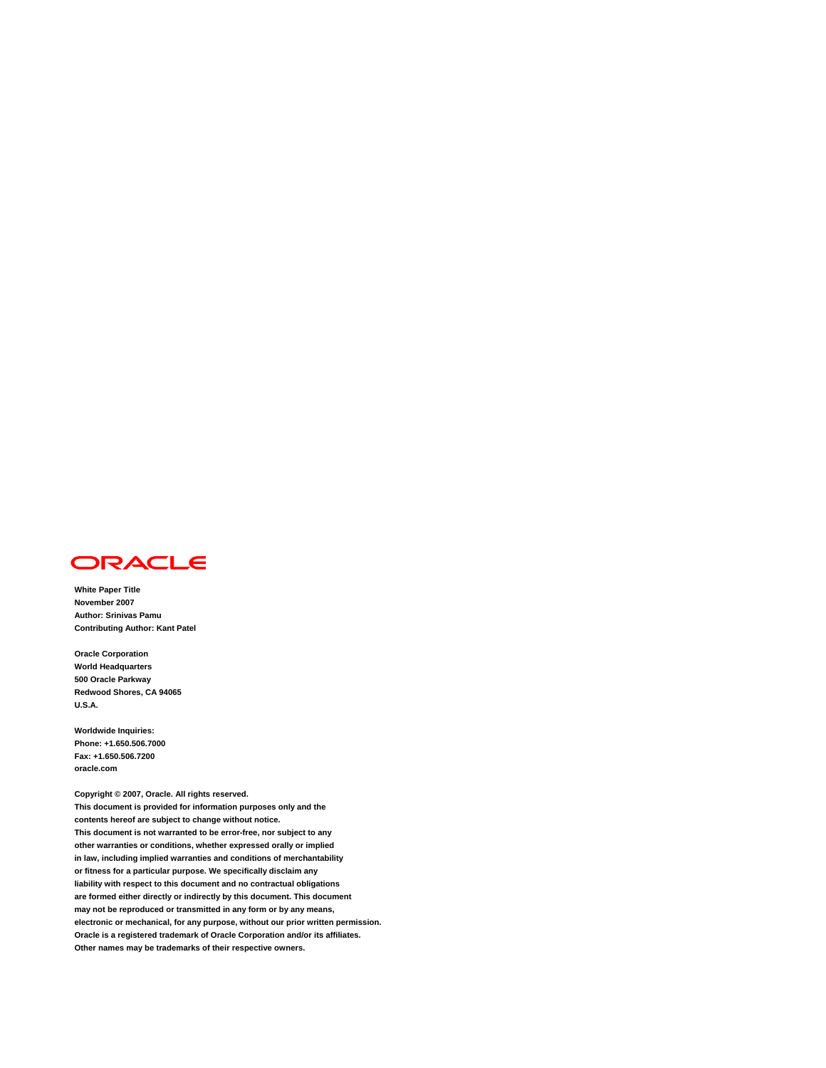ORACLE

**White Paper Title**
**November 2007**
**Author: Srinivas Pamu**
**Contributing Author: Kant Patel**

**Oracle Corporation**
**World Headquarters**
**500 Oracle Parkway**
**Redwood Shores, CA 94065**
**U.S.A.**

**Worldwide Inquiries:**
**Phone: +1.650.506.7000**
**Fax: +1.650.506.7200**
**oracle.com**

**Copyright © 2007, Oracle. All rights reserved.**
**This document is provided for information purposes only and the contents hereof are subject to change without notice.**
**This document is not warranted to be error-free, nor subject to any other warranties or conditions, whether expressed orally or implied in law, including implied warranties and conditions of merchantability or fitness for a particular purpose. We specifically disclaim any liability with respect to this document and no contractual obligations are formed either directly or indirectly by this document. This document may not be reproduced or transmitted in any form or by any means, electronic or mechanical, for any purpose, without our prior written permission.**
**Oracle is a registered trademark of Oracle Corporation and/or its affiliates.**
**Other names may be trademarks of their respective owners.**